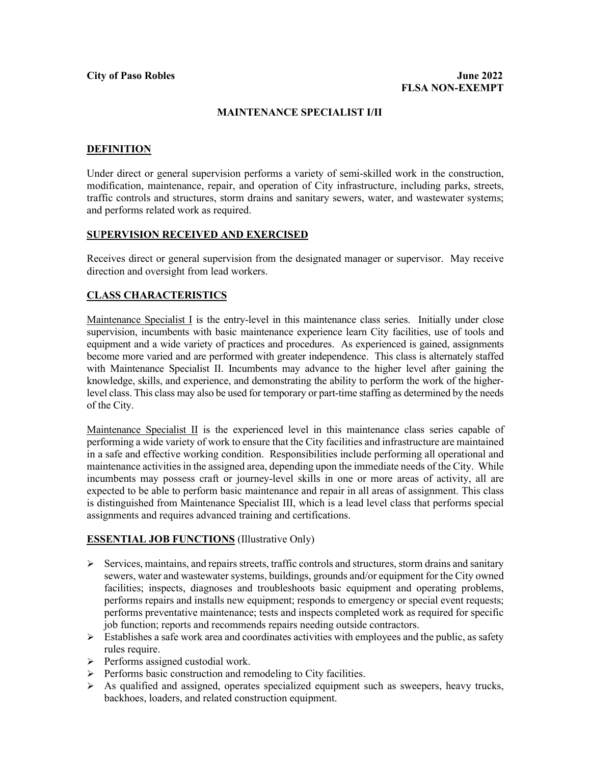**City of Paso Robles** **June 2022**
**FLSA NON-EXEMPT**

# MAINTENANCE SPECIALIST I/II

## DEFINITION

Under direct or general supervision performs a variety of semi-skilled work in the construction, modification, maintenance, repair, and operation of City infrastructure, including parks, streets, traffic controls and structures, storm drains and sanitary sewers, water, and wastewater systems; and performs related work as required.

## SUPERVISION RECEIVED AND EXERCISED

Receives direct or general supervision from the designated manager or supervisor. May receive direction and oversight from lead workers.

## CLASS CHARACTERISTICS

Maintenance Specialist I is the entry-level in this maintenance class series. Initially under close supervision, incumbents with basic maintenance experience learn City facilities, use of tools and equipment and a wide variety of practices and procedures. As experienced is gained, assignments become more varied and are performed with greater independence. This class is alternately staffed with Maintenance Specialist II. Incumbents may advance to the higher level after gaining the knowledge, skills, and experience, and demonstrating the ability to perform the work of the higher-level class. This class may also be used for temporary or part-time staffing as determined by the needs of the City.

Maintenance Specialist II is the experienced level in this maintenance class series capable of performing a wide variety of work to ensure that the City facilities and infrastructure are maintained in a safe and effective working condition. Responsibilities include performing all operational and maintenance activities in the assigned area, depending upon the immediate needs of the City. While incumbents may possess craft or journey-level skills in one or more areas of activity, all are expected to be able to perform basic maintenance and repair in all areas of assignment. This class is distinguished from Maintenance Specialist III, which is a lead level class that performs special assignments and requires advanced training and certifications.

## ESSENTIAL JOB FUNCTIONS (Illustrative Only)

- Services, maintains, and repairs streets, traffic controls and structures, storm drains and sanitary sewers, water and wastewater systems, buildings, grounds and/or equipment for the City owned facilities; inspects, diagnoses and troubleshoots basic equipment and operating problems, performs repairs and installs new equipment; responds to emergency or special event requests; performs preventative maintenance; tests and inspects completed work as required for specific job function; reports and recommends repairs needing outside contractors.
- Establishes a safe work area and coordinates activities with employees and the public, as safety rules require.
- Performs assigned custodial work.
- Performs basic construction and remodeling to City facilities.
- As qualified and assigned, operates specialized equipment such as sweepers, heavy trucks, backhoes, loaders, and related construction equipment.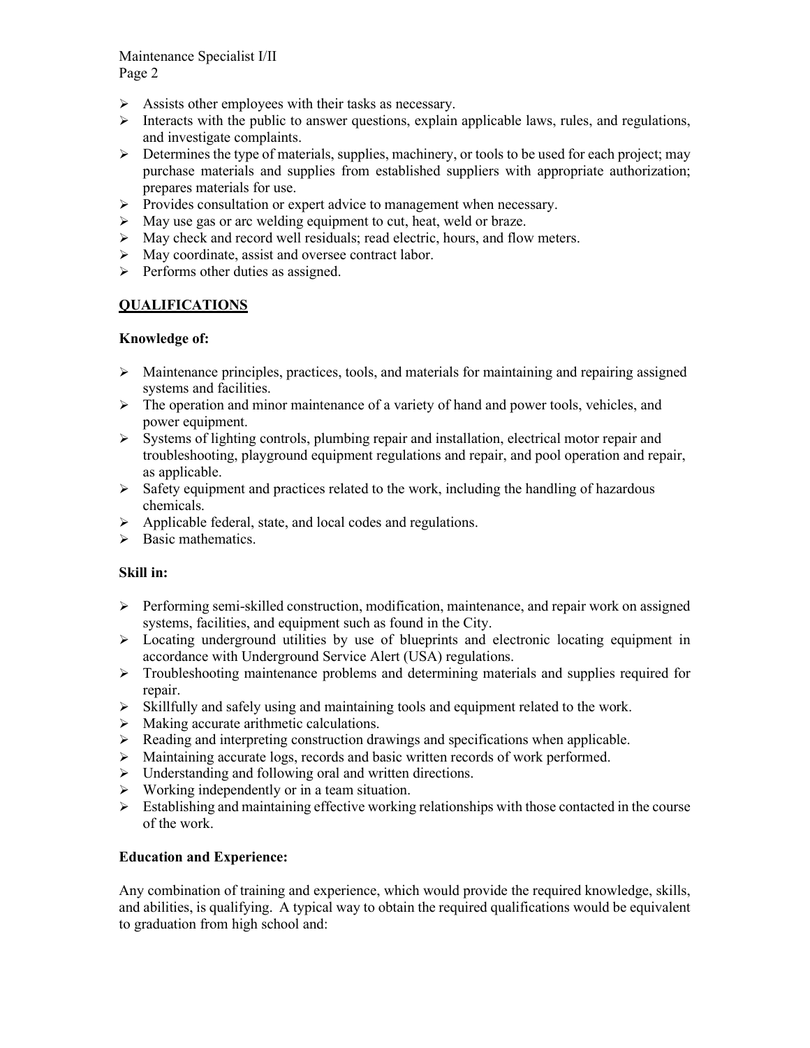- Assists other employees with their tasks as necessary.
- Interacts with the public to answer questions, explain applicable laws, rules, and regulations, and investigate complaints.
- Determines the type of materials, supplies, machinery, or tools to be used for each project; may purchase materials and supplies from established suppliers with appropriate authorization; prepares materials for use.
- Provides consultation or expert advice to management when necessary.
- May use gas or arc welding equipment to cut, heat, weld or braze.
- May check and record well residuals; read electric, hours, and flow meters.
- May coordinate, assist and oversee contract labor.
- Performs other duties as assigned.

## QUALIFICATIONS

**Knowledge of:**

- Maintenance principles, practices, tools, and materials for maintaining and repairing assigned systems and facilities.
- The operation and minor maintenance of a variety of hand and power tools, vehicles, and power equipment.
- Systems of lighting controls, plumbing repair and installation, electrical motor repair and troubleshooting, playground equipment regulations and repair, and pool operation and repair, as applicable.
- Safety equipment and practices related to the work, including the handling of hazardous chemicals.
- Applicable federal, state, and local codes and regulations.
- Basic mathematics.

**Skill in:**

- Performing semi-skilled construction, modification, maintenance, and repair work on assigned systems, facilities, and equipment such as found in the City.
- Locating underground utilities by use of blueprints and electronic locating equipment in accordance with Underground Service Alert (USA) regulations.
- Troubleshooting maintenance problems and determining materials and supplies required for repair.
- Skillfully and safely using and maintaining tools and equipment related to the work.
- Making accurate arithmetic calculations.
- Reading and interpreting construction drawings and specifications when applicable.
- Maintaining accurate logs, records and basic written records of work performed.
- Understanding and following oral and written directions.
- Working independently or in a team situation.
- Establishing and maintaining effective working relationships with those contacted in the course of the work.

**Education and Experience:**

Any combination of training and experience, which would provide the required knowledge, skills, and abilities, is qualifying. A typical way to obtain the required qualifications would be equivalent to graduation from high school and: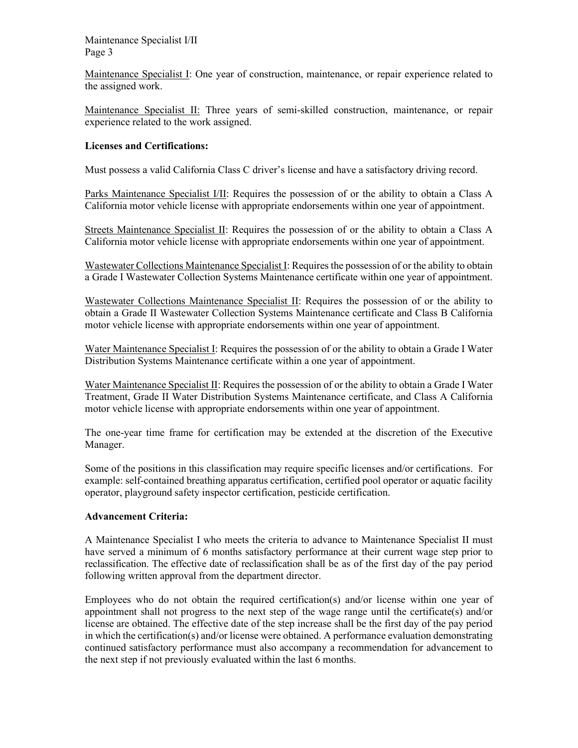Maintenance Specialist I: One year of construction, maintenance, or repair experience related to the assigned work.

Maintenance Specialist II: Three years of semi-skilled construction, maintenance, or repair experience related to the work assigned.

**Licenses and Certifications:**

Must possess a valid California Class C driver's license and have a satisfactory driving record.

Parks Maintenance Specialist I/II: Requires the possession of or the ability to obtain a Class A California motor vehicle license with appropriate endorsements within one year of appointment.

Streets Maintenance Specialist II: Requires the possession of or the ability to obtain a Class A California motor vehicle license with appropriate endorsements within one year of appointment.

Wastewater Collections Maintenance Specialist I: Requires the possession of or the ability to obtain a Grade I Wastewater Collection Systems Maintenance certificate within one year of appointment.

Wastewater Collections Maintenance Specialist II: Requires the possession of or the ability to obtain a Grade II Wastewater Collection Systems Maintenance certificate and Class B California motor vehicle license with appropriate endorsements within one year of appointment.

Water Maintenance Specialist I: Requires the possession of or the ability to obtain a Grade I Water Distribution Systems Maintenance certificate within a one year of appointment.

Water Maintenance Specialist II: Requires the possession of or the ability to obtain a Grade I Water Treatment, Grade II Water Distribution Systems Maintenance certificate, and Class A California motor vehicle license with appropriate endorsements within one year of appointment.

The one-year time frame for certification may be extended at the discretion of the Executive Manager.

Some of the positions in this classification may require specific licenses and/or certifications. For example: self-contained breathing apparatus certification, certified pool operator or aquatic facility operator, playground safety inspector certification, pesticide certification.

**Advancement Criteria:**

A Maintenance Specialist I who meets the criteria to advance to Maintenance Specialist II must have served a minimum of 6 months satisfactory performance at their current wage step prior to reclassification. The effective date of reclassification shall be as of the first day of the pay period following written approval from the department director.

Employees who do not obtain the required certification(s) and/or license within one year of appointment shall not progress to the next step of the wage range until the certificate(s) and/or license are obtained. The effective date of the step increase shall be the first day of the pay period in which the certification(s) and/or license were obtained. A performance evaluation demonstrating continued satisfactory performance must also accompany a recommendation for advancement to the next step if not previously evaluated within the last 6 months.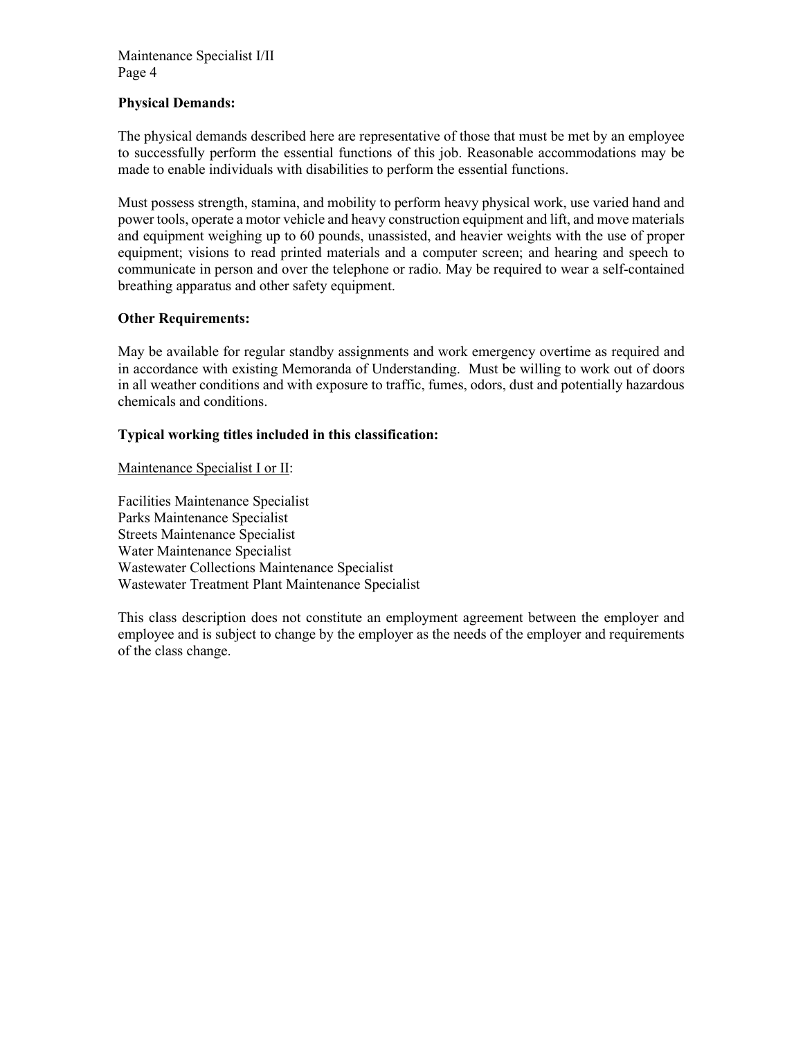**Physical Demands:**

The physical demands described here are representative of those that must be met by an employee to successfully perform the essential functions of this job. Reasonable accommodations may be made to enable individuals with disabilities to perform the essential functions.

Must possess strength, stamina, and mobility to perform heavy physical work, use varied hand and power tools, operate a motor vehicle and heavy construction equipment and lift, and move materials and equipment weighing up to 60 pounds, unassisted, and heavier weights with the use of proper equipment; visions to read printed materials and a computer screen; and hearing and speech to communicate in person and over the telephone or radio. May be required to wear a self-contained breathing apparatus and other safety equipment.

**Other Requirements:**

May be available for regular standby assignments and work emergency overtime as required and in accordance with existing Memoranda of Understanding. Must be willing to work out of doors in all weather conditions and with exposure to traffic, fumes, odors, dust and potentially hazardous chemicals and conditions.

**Typical working titles included in this classification:**

<u>Maintenance Specialist I or II</u>:

Facilities Maintenance Specialist
Parks Maintenance Specialist
Streets Maintenance Specialist
Water Maintenance Specialist
Wastewater Collections Maintenance Specialist
Wastewater Treatment Plant Maintenance Specialist

This class description does not constitute an employment agreement between the employer and employee and is subject to change by the employer as the needs of the employer and requirements of the class change.